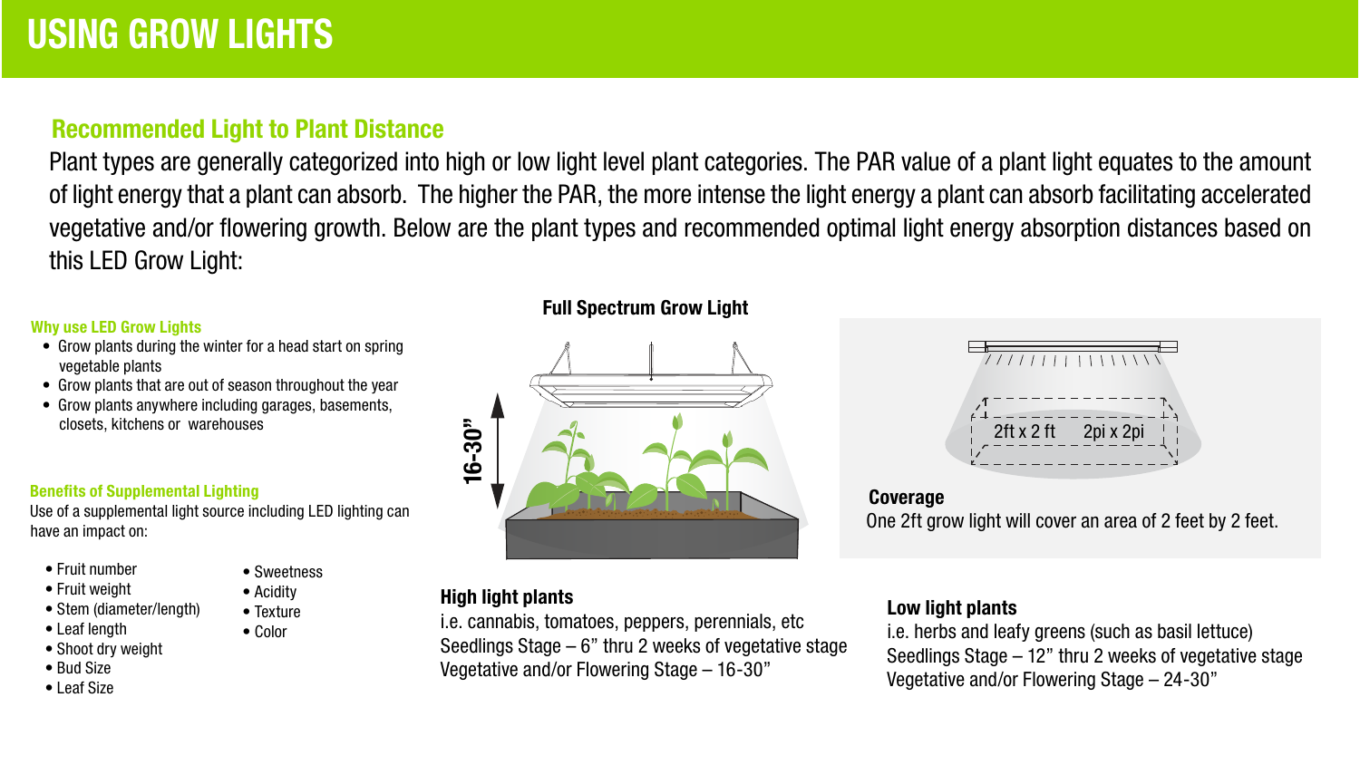# USING GROW LIGHTS

## Recommended Light to Plant Distance

Plant types are generally categorized into high or low light level plant categories. The PAR value of a plant light equates to the amount of light energy that a plant can absorb. The higher the PAR, the more intense the light energy a plant can absorb facilitating accelerated vegetative and/or flowering growth. Below are the plant types and recommended optimal light energy absorption distances based on this LED Grow Light:

### Why use LED Grow Lights

- Grow plants during the winter for a head start on spring vegetable plants
- Grow plants that are out of season throughout the year
- Grow plants anywhere including garages, basements, closets, kitchens or warehouses

### Benefits of Supplemental Lighting

Use of a supplemental light source including LED lighting can have an impact on:

- Fruit number
- Fruit weight
- Stem (diameter/length)
- Leaf length
- Shoot dry weight
- Bud Size
- Leaf Size
- Sweetness
- Acidity
- Texture
- Color

**Full Spectrum Grow Light**

16-30"

2ft x 2 ft    2pi x 2pi

**Coverage**

One 2ft grow light will cover an area of 2 feet by 2 feet.

**High light plants**

i.e. cannabis, tomatoes, peppers, perennials, etc
Seedlings Stage – 6" thru 2 weeks of vegetative stage
Vegetative and/or Flowering Stage – 16-30"

**Low light plants**

i.e. herbs and leafy greens (such as basil lettuce)
Seedlings Stage – 12" thru 2 weeks of vegetative stage
Vegetative and/or Flowering Stage – 24-30"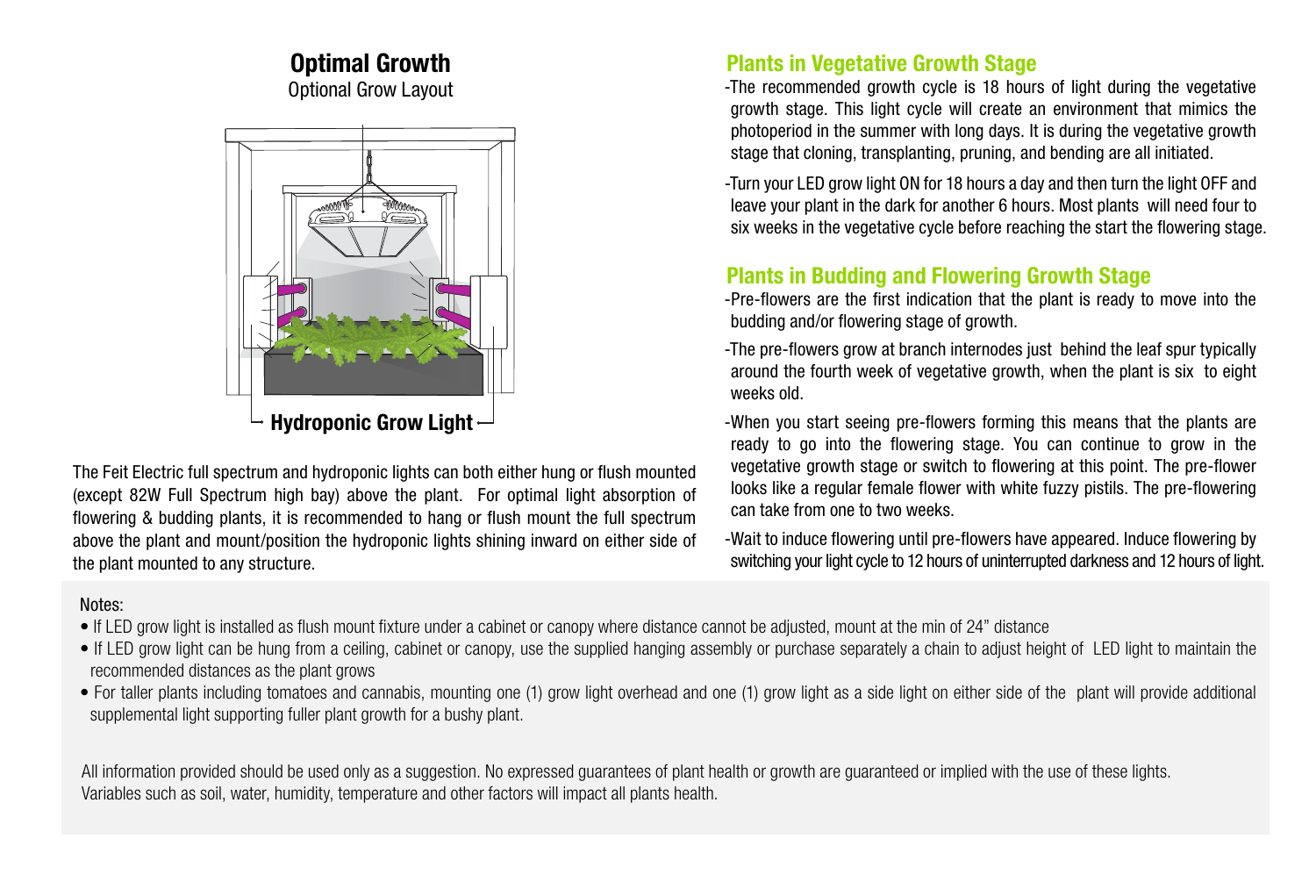## Optimal Growth

Optional Grow Layout

Hydroponic Grow Light

The Feit Electric full spectrum and hydroponic lights can both either hung or flush mounted (except 82W Full Spectrum high bay) above the plant. For optimal light absorption of flowering & budding plants, it is recommended to hang or flush mount the full spectrum above the plant and mount/position the hydroponic lights shining inward on either side of the plant mounted to any structure.

## Plants in Vegetative Growth Stage

-The recommended growth cycle is 18 hours of light during the vegetative growth stage. This light cycle will create an environment that mimics the photoperiod in the summer with long days. It is during the vegetative growth stage that cloning, transplanting, pruning, and bending are all initiated.

-Turn your LED grow light ON for 18 hours a day and then turn the light OFF and leave your plant in the dark for another 6 hours. Most plants will need four to six weeks in the vegetative cycle before reaching the start the flowering stage.

## Plants in Budding and Flowering Growth Stage

-Pre-flowers are the first indication that the plant is ready to move into the budding and/or flowering stage of growth.

-The pre-flowers grow at branch internodes just behind the leaf spur typically around the fourth week of vegetative growth, when the plant is six to eight weeks old.

-When you start seeing pre-flowers forming this means that the plants are ready to go into the flowering stage. You can continue to grow in the vegetative growth stage or switch to flowering at this point. The pre-flower looks like a regular female flower with white fuzzy pistils. The pre-flowering can take from one to two weeks.

-Wait to induce flowering until pre-flowers have appeared. Induce flowering by switching your light cycle to 12 hours of uninterrupted darkness and 12 hours of light.

Notes:

- If LED grow light is installed as flush mount fixture under a cabinet or canopy where distance cannot be adjusted, mount at the min of 24" distance
- If LED grow light can be hung from a ceiling, cabinet or canopy, use the supplied hanging assembly or purchase separately a chain to adjust height of LED light to maintain the recommended distances as the plant grows
- For taller plants including tomatoes and cannabis, mounting one (1) grow light overhead and one (1) grow light as a side light on either side of the plant will provide additional supplemental light supporting fuller plant growth for a bushy plant.

All information provided should be used only as a suggestion. No expressed guarantees of plant health or growth are guaranteed or implied with the use of these lights. Variables such as soil, water, humidity, temperature and other factors will impact all plants health.